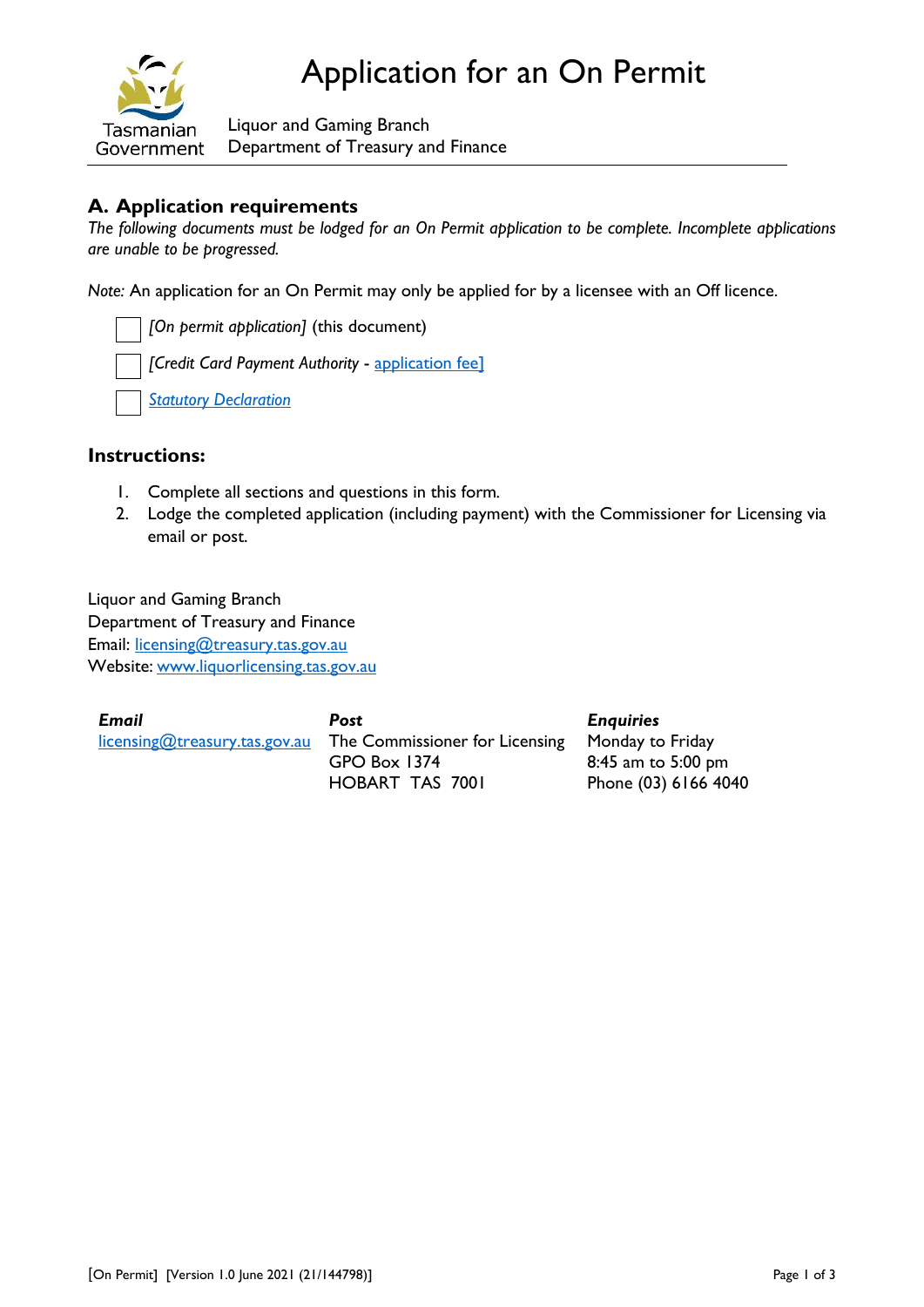# Application for an On Permit

Tasmanian Government

Liquor and Gaming Branch
Department of Treasury and Finance

## A. Application requirements

*The following documents must be lodged for an On Permit application to be complete. Incomplete applications are unable to be progressed.*

*Note:* An application for an On Permit may only be applied for by a licensee with an Off licence.

- ☐ *[On permit application]* (this document)
- ☐ *[Credit Card Payment Authority -* application fee]
- ☐ *Statutory Declaration*

## Instructions:

1. Complete all sections and questions in this form.
2. Lodge the completed application (including payment) with the Commissioner for Licensing via email or post.

Liquor and Gaming Branch
Department of Treasury and Finance
Email: licensing@treasury.tas.gov.au
Website: www.liquorlicensing.tas.gov.au

| ***Email*** | ***Post*** | ***Enquiries*** |
|---|---|---|
| licensing@treasury.tas.gov.au | The Commissioner for Licensing<br>GPO Box 1374<br>HOBART TAS 7001 | Monday to Friday<br>8:45 am to 5:00 pm<br>Phone (03) 6166 4040 |

[On Permit] [Version 1.0 June 2021 (21/144798)]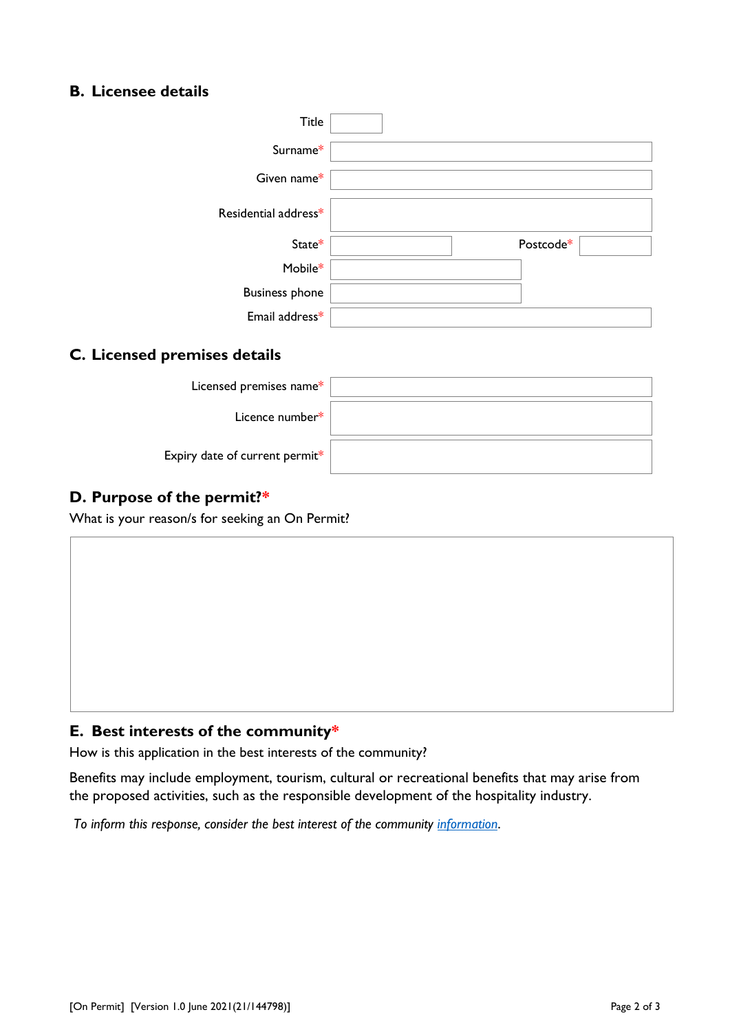## B. Licensee details

Title

Surname*

Given name*

Residential address*

State* Postcode*

Mobile*

Business phone

Email address*

## C. Licensed premises details

Licensed premises name*

Licence number*

Expiry date of current permit*

## D. Purpose of the permit?*

What is your reason/s for seeking an On Permit?

## E. Best interests of the community*

How is this application in the best interests of the community?

Benefits may include employment, tourism, cultural or recreational benefits that may arise from the proposed activities, such as the responsible development of the hospitality industry.

*To inform this response, consider the best interest of the community information.*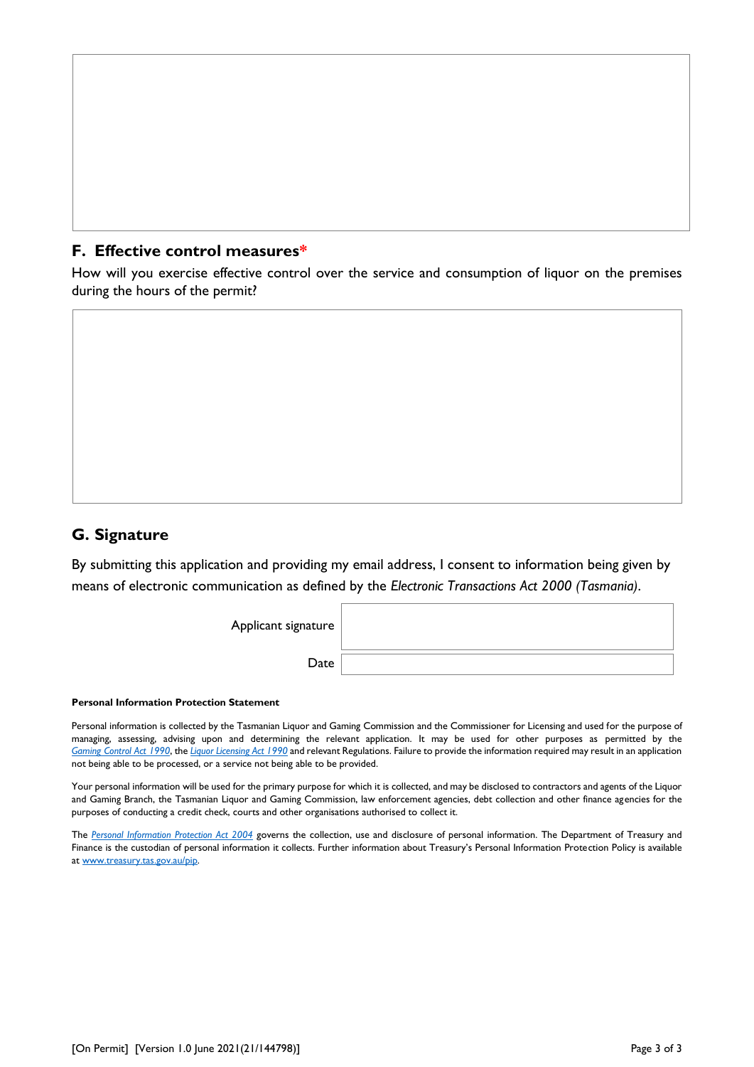## F. Effective control measures*

How will you exercise effective control over the service and consumption of liquor on the premises during the hours of the permit?

## G. Signature

By submitting this application and providing my email address, I consent to information being given by means of electronic communication as defined by the *Electronic Transactions Act 2000 (Tasmania)*.

| | |
|---|---|
| Applicant signature | |
| Date | |

**Personal Information Protection Statement**

Personal information is collected by the Tasmanian Liquor and Gaming Commission and the Commissioner for Licensing and used for the purpose of managing, assessing, advising upon and determining the relevant application. It may be used for other purposes as permitted by the *Gaming Control Act 1990*, the *Liquor Licensing Act 1990* and relevant Regulations. Failure to provide the information required may result in an application not being able to be processed, or a service not being able to be provided.

Your personal information will be used for the primary purpose for which it is collected, and may be disclosed to contractors and agents of the Liquor and Gaming Branch, the Tasmanian Liquor and Gaming Commission, law enforcement agencies, debt collection and other finance agencies for the purposes of conducting a credit check, courts and other organisations authorised to collect it.

The *Personal Information Protection Act 2004* governs the collection, use and disclosure of personal information. The Department of Treasury and Finance is the custodian of personal information it collects. Further information about Treasury's Personal Information Protection Policy is available at www.treasury.tas.gov.au/pip.

[On Permit] [Version 1.0 June 2021(21/144798)]